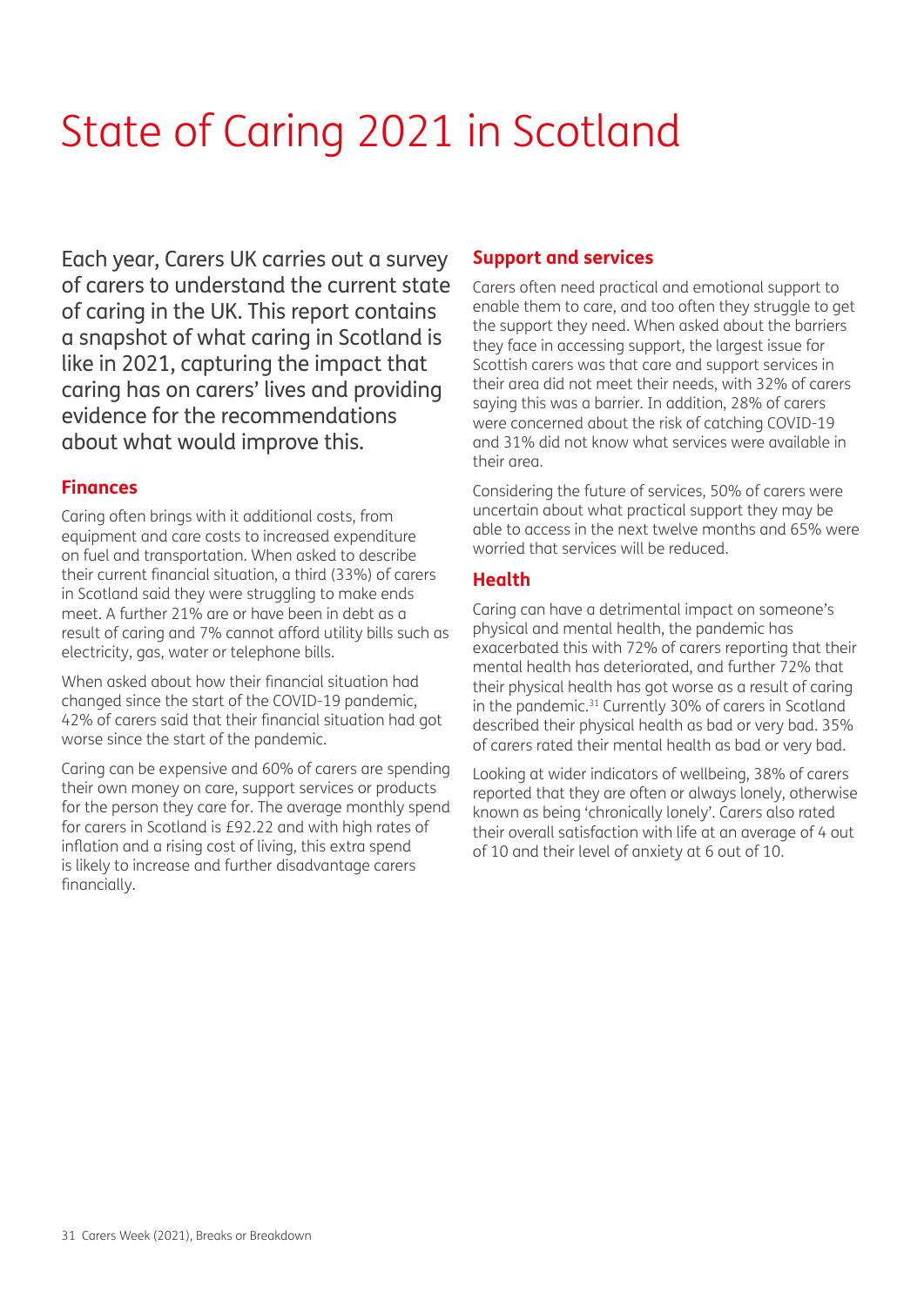# State of Caring 2021 in Scotland

Each year, Carers UK carries out a survey of carers to understand the current state of caring in the UK. This report contains a snapshot of what caring in Scotland is like in 2021, capturing the impact that caring has on carers' lives and providing evidence for the recommendations about what would improve this.

## Finances

Caring often brings with it additional costs, from equipment and care costs to increased expenditure on fuel and transportation. When asked to describe their current financial situation, a third (33%) of carers in Scotland said they were struggling to make ends meet. A further 21% are or have been in debt as a result of caring and 7% cannot afford utility bills such as electricity, gas, water or telephone bills.

When asked about how their financial situation had changed since the start of the COVID-19 pandemic, 42% of carers said that their financial situation had got worse since the start of the pandemic.

Caring can be expensive and 60% of carers are spending their own money on care, support services or products for the person they care for. The average monthly spend for carers in Scotland is £92.22 and with high rates of inflation and a rising cost of living, this extra spend is likely to increase and further disadvantage carers financially.

## Support and services

Carers often need practical and emotional support to enable them to care, and too often they struggle to get the support they need. When asked about the barriers they face in accessing support, the largest issue for Scottish carers was that care and support services in their area did not meet their needs, with 32% of carers saying this was a barrier. In addition, 28% of carers were concerned about the risk of catching COVID-19 and 31% did not know what services were available in their area.

Considering the future of services, 50% of carers were uncertain about what practical support they may be able to access in the next twelve months and 65% were worried that services will be reduced.

## Health

Caring can have a detrimental impact on someone's physical and mental health, the pandemic has exacerbated this with 72% of carers reporting that their mental health has deteriorated, and further 72% that their physical health has got worse as a result of caring in the pandemic.[31] Currently 30% of carers in Scotland described their physical health as bad or very bad. 35% of carers rated their mental health as bad or very bad.

Looking at wider indicators of wellbeing, 38% of carers reported that they are often or always lonely, otherwise known as being 'chronically lonely'. Carers also rated their overall satisfaction with life at an average of 4 out of 10 and their level of anxiety at 6 out of 10.

[31] Carers Week (2021), Breaks or Breakdown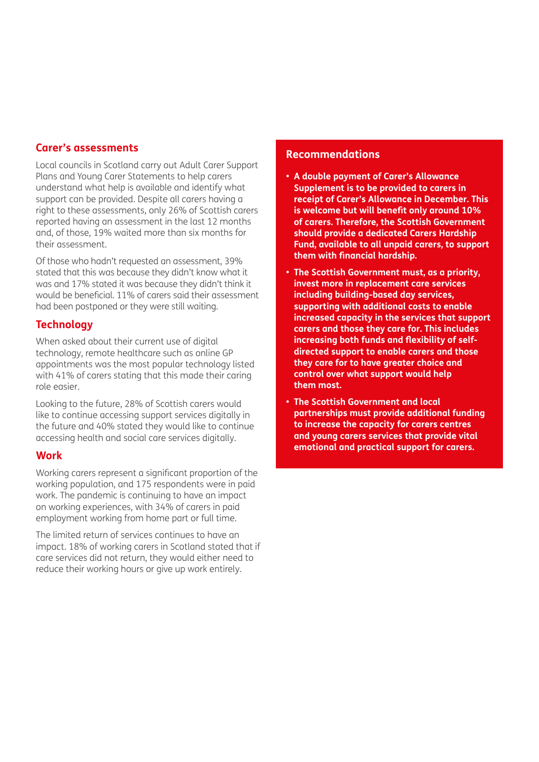## Carer's assessments

Local councils in Scotland carry out Adult Carer Support Plans and Young Carer Statements to help carers understand what help is available and identify what support can be provided. Despite all carers having a right to these assessments, only 26% of Scottish carers reported having an assessment in the last 12 months and, of those, 19% waited more than six months for their assessment.

Of those who hadn't requested an assessment, 39% stated that this was because they didn't know what it was and 17% stated it was because they didn't think it would be beneficial. 11% of carers said their assessment had been postponed or they were still waiting.

## Technology

When asked about their current use of digital technology, remote healthcare such as online GP appointments was the most popular technology listed with 41% of carers stating that this made their caring role easier.

Looking to the future, 28% of Scottish carers would like to continue accessing support services digitally in the future and 40% stated they would like to continue accessing health and social care services digitally.

## Work

Working carers represent a significant proportion of the working population, and 175 respondents were in paid work. The pandemic is continuing to have an impact on working experiences, with 34% of carers in paid employment working from home part or full time.

The limited return of services continues to have an impact. 18% of working carers in Scotland stated that if care services did not return, they would either need to reduce their working hours or give up work entirely.

## Recommendations

- **A double payment of Carer's Allowance Supplement is to be provided to carers in receipt of Carer's Allowance in December. This is welcome but will benefit only around 10% of carers. Therefore, the Scottish Government should provide a dedicated Carers Hardship Fund, available to all unpaid carers, to support them with financial hardship.**
- **The Scottish Government must, as a priority, invest more in replacement care services including building-based day services, supporting with additional costs to enable increased capacity in the services that support carers and those they care for. This includes increasing both funds and flexibility of self-directed support to enable carers and those they care for to have greater choice and control over what support would help them most.**
- **The Scottish Government and local partnerships must provide additional funding to increase the capacity for carers centres and young carers services that provide vital emotional and practical support for carers.**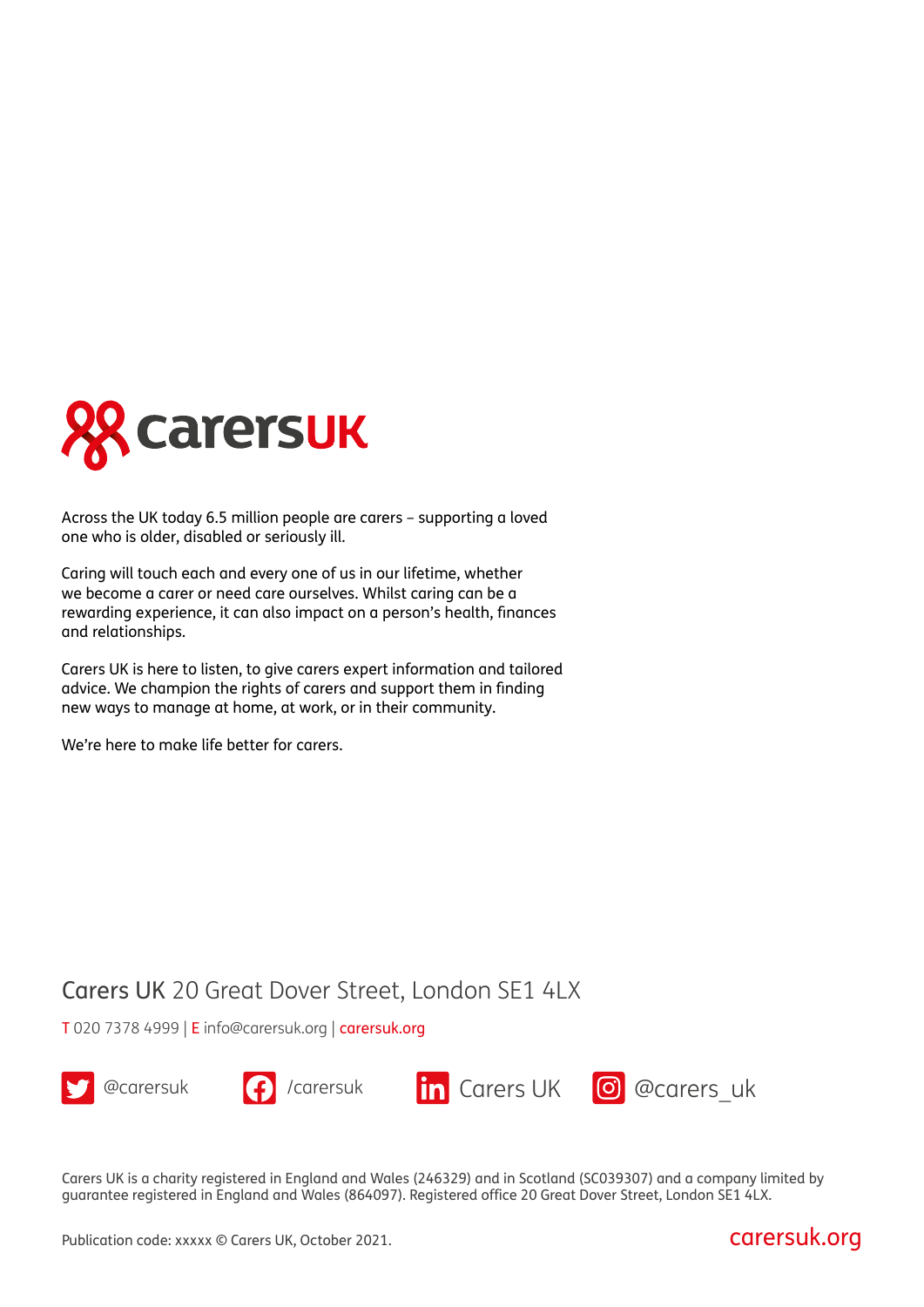carersUK

Across the UK today 6.5 million people are carers – supporting a loved one who is older, disabled or seriously ill.

Caring will touch each and every one of us in our lifetime, whether we become a carer or need care ourselves. Whilst caring can be a rewarding experience, it can also impact on a person's health, finances and relationships.

Carers UK is here to listen, to give carers expert information and tailored advice. We champion the rights of carers and support them in finding new ways to manage at home, at work, or in their community.

We're here to make life better for carers.

**Carers UK** 20 Great Dover Street, London SE1 4LX

T 020 7378 4999 | E info@carersuk.org | carersuk.org

@carersuk /carersuk Carers UK @carers_uk

Carers UK is a charity registered in England and Wales (246329) and in Scotland (SC039307) and a company limited by guarantee registered in England and Wales (864097). Registered office 20 Great Dover Street, London SE1 4LX.

Publication code: xxxxx © Carers UK, October 2021.

carersuk.org